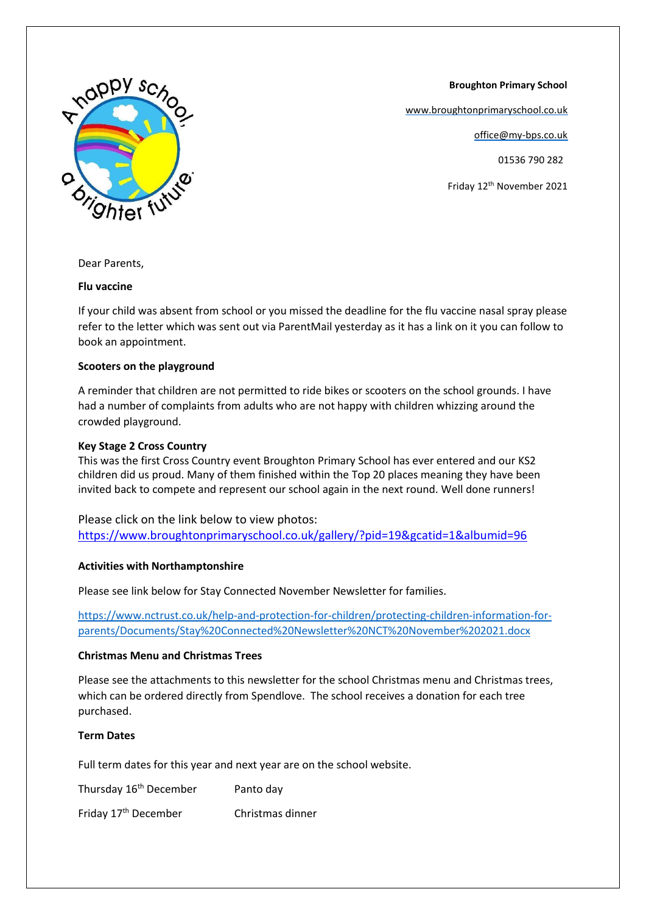**Broughton Primary School**

www.broughtonprimaryschool.co.uk

office@my-bps.co.uk

01536 790 282

Friday 12th November 2021

Dear Parents,

**Flu vaccine**

If your child was absent from school or you missed the deadline for the flu vaccine nasal spray please refer to the letter which was sent out via ParentMail yesterday as it has a link on it you can follow to book an appointment.

**Scooters on the playground**

A reminder that children are not permitted to ride bikes or scooters on the school grounds. I have had a number of complaints from adults who are not happy with children whizzing around the crowded playground.

**Key Stage 2 Cross Country**

This was the first Cross Country event Broughton Primary School has ever entered and our KS2 children did us proud. Many of them finished within the Top 20 places meaning they have been invited back to compete and represent our school again in the next round. Well done runners!

Please click on the link below to view photos:
https://www.broughtonprimaryschool.co.uk/gallery/?pid=19&gcatid=1&albumid=96

**Activities with Northamptonshire**

Please see link below for Stay Connected November Newsletter for families.

https://www.nctrust.co.uk/help-and-protection-for-children/protecting-children-information-for-parents/Documents/Stay%20Connected%20Newsletter%20NCT%20November%202021.docx

**Christmas Menu and Christmas Trees**

Please see the attachments to this newsletter for the school Christmas menu and Christmas trees, which can be ordered directly from Spendlove. The school receives a donation for each tree purchased.

**Term Dates**

Full term dates for this year and next year are on the school website.

| | |
|---|---|
| Thursday 16th December | Panto day |
| Friday 17th December | Christmas dinner |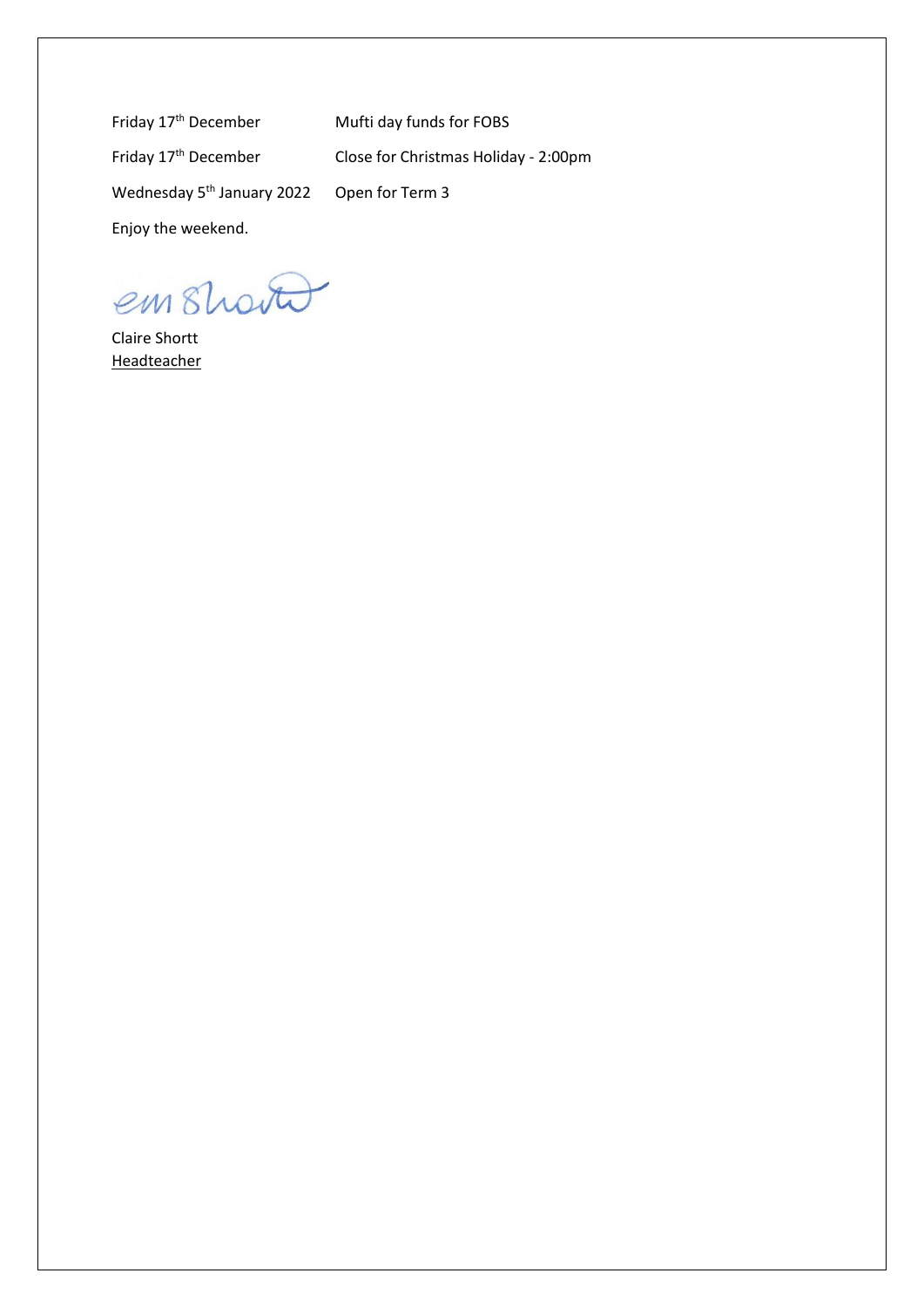| | |
|---|---|
| Friday 17th December | Mufti day funds for FOBS |
| Friday 17th December | Close for Christmas Holiday - 2:00pm |
| Wednesday 5th January 2022 | Open for Term 3 |

Enjoy the weekend.

Claire Shortt
Headteacher